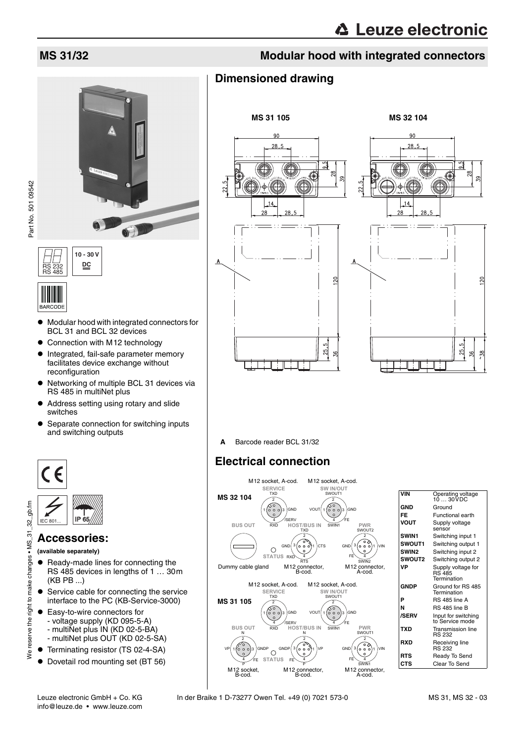# MS 31/32

## Modular hood with integrated connectors

RS 232
RS 485

10 - 30 V DC

BARCODE

- Modular hood with integrated connectors for BCL 31 and BCL 32 devices
- Connection with M12 technology
- Integrated, fail-safe parameter memory facilitates device exchange without reconfiguration
- Networking of multiple BCL 31 devices via RS 485 in multiNet plus
- Address setting using rotary and slide switches
- Separate connection for switching inputs and switching outputs

IEC 801...

IP 65

## Accessories:

**(available separately)**

- Ready-made lines for connecting the RS 485 devices in lengths of 1 … 30m (KB PB ...)
- Service cable for connecting the service interface to the PC (KB-Service-3000)
- Easy-to-wire connectors for
  - voltage supply (KD 095-5-A)
  - multiNet plus IN (KD 02-5-BA)
  - multiNet plus OUT (KD 02-5-SA)
- Terminating resistor (TS 02-4-SA)
- Dovetail rod mounting set (BT 56)

## Dimensioned drawing

MS 31 105

MS 32 104

**A** Barcode reader BCL 31/32

## Electrical connection

**MS 32 104**

- SERVICE (M12 socket, A-cod.): 1, 2 TXD, 3 GND, 4 RXD, /SERV
- SW IN/OUT (M12 socket, A-cod.): 1 VOUT, 2 SWOUT1, 3 GND, 4 SWIN1, FE
- BUS OUT: Dummy cable gland
- STATUS
- HOST/BUS IN (M12 connector, B-cod.): 1 CTS, 2 TXD, 3 GND, 4 RXD, RTS
- PWR (M12 connector, A-cod.): 1 VIN, 2 SWOUT2, 3 GND, 4 SWIN2, FE

**MS 31 105**

- SERVICE (M12 socket, A-cod.): 1, 2 TXD, 3 GND, 4 RXD, /SERV
- SW IN/OUT (M12 socket, A-cod.): 1 VOUT, 2 SWOUT1, 3 GND, 4 SWIN1, FE
- BUS OUT (M12 socket, B-cod.): 1 VP, 2 N, 3 GNDP, 4 P, FE
- STATUS
- HOST/BUS IN (M12 connector, B-cod.): 1 VP, 2 N, 3 GNDP, 4 P, FE
- PWR (M12 connector, A-cod.): 1 VIN, 2 SWOUT1, 3 GND, 4 SWIN1, FE

| | |
|---|---|
| VIN | Operating voltage 10 … 30VDC |
| GND | Ground |
| FE | Functional earth |
| VOUT | Supply voltage sensor |
| SWIN1 | Switching input 1 |
| SWOUT1 | Switching output 1 |
| SWIN2 | Switching input 2 |
| SWOUT2 | Switching output 2 |
| VP | Supply voltage for RS 485 Termination |
| GNDP | Ground for RS 485 Termination |
| P | RS 485 line A |
| N | RS 485 line B |
| /SERV | Input for switching to Service mode |
| TXD | Transmission line RS 232 |
| RXD | Receiving line RS 232 |
| RTS | Ready To Send |
| CTS | Clear To Send |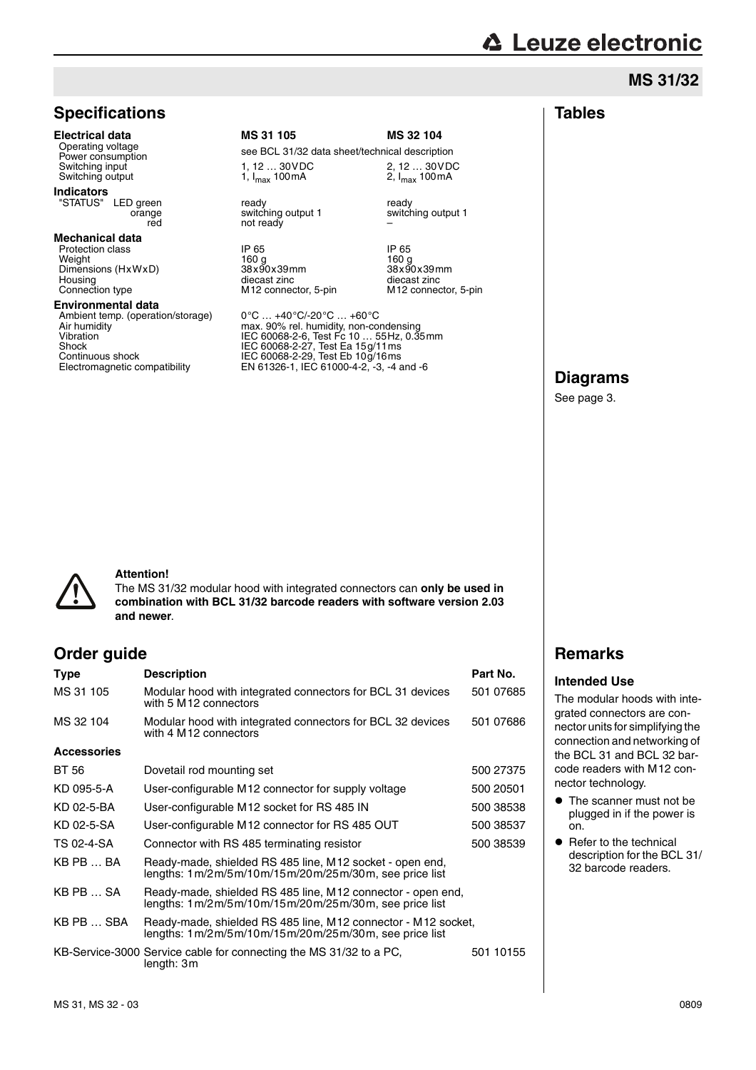## MS 31/32

## Specifications

| **Electrical data** | **MS 31 105** | **MS 32 104** |
|---|---|---|
| Operating voltage<br>Power consumption | see BCL 31/32 data sheet/technical description | |
| Switching input | 1, 12 … 30VDC | 2, 12 … 30VDC |
| Switching output | 1, $I_{max}$ 100mA | 2, $I_{max}$ 100mA |
| **Indicators** | | |
| "STATUS" LED green | ready | ready |
| orange | switching output 1 | switching output 1 |
| red | not ready | – |
| **Mechanical data** | | |
| Protection class | IP 65 | IP 65 |
| Weight | 160 g | 160 g |
| Dimensions (HxWxD) | 38x90x39mm | 38x90x39mm |
| Housing | diecast zinc | diecast zinc |
| Connection type | M12 connector, 5-pin | M12 connector, 5-pin |
| **Environmental data** | | |
| Ambient temp. (operation/storage) | 0°C … +40°C/-20°C … +60°C | |
| Air humidity | max. 90% rel. humidity, non-condensing | |
| Vibration | IEC 60068-2-6, Test Fc 10 … 55Hz, 0.35mm | |
| Shock | IEC 60068-2-27, Test Ea 15g/11ms | |
| Continuous shock | IEC 60068-2-29, Test Eb 10g/16ms | |
| Electromagnetic compatibility | EN 61326-1, IEC 61000-4-2, -3, -4 and -6 | |

**Attention!**
The MS 31/32 modular hood with integrated connectors can **only be used in combination with BCL 31/32 barcode readers with software version 2.03 and newer**.

## Order guide

| **Type** | **Description** | **Part No.** |
|---|---|---|
| MS 31 105 | Modular hood with integrated connectors for BCL 31 devices with 5 M12 connectors | 501 07685 |
| MS 32 104 | Modular hood with integrated connectors for BCL 32 devices with 4 M12 connectors | 501 07686 |
| **Accessories** | | |
| BT 56 | Dovetail rod mounting set | 500 27375 |
| KD 095-5-A | User-configurable M12 connector for supply voltage | 500 20501 |
| KD 02-5-BA | User-configurable M12 socket for RS 485 IN | 500 38538 |
| KD 02-5-SA | User-configurable M12 connector for RS 485 OUT | 500 38537 |
| TS 02-4-SA | Connector with RS 485 terminating resistor | 500 38539 |
| KB PB … BA | Ready-made, shielded RS 485 line, M12 socket - open end, lengths: 1m/2m/5m/10m/15m/20m/25m/30m, see price list | |
| KB PB … SA | Ready-made, shielded RS 485 line, M12 connector - open end, lengths: 1m/2m/5m/10m/15m/20m/25m/30m, see price list | |
| KB PB … SBA | Ready-made, shielded RS 485 line, M12 connector - M12 socket, lengths: 1m/2m/5m/10m/15m/20m/25m/30m, see price list | |
| KB-Service-3000 | Service cable for connecting the MS 31/32 to a PC, length: 3m | 501 10155 |

## Tables

## Diagrams

See page 3.

## Remarks

### Intended Use

The modular hoods with integrated connectors are connector units for simplifying the connection and networking of the BCL 31 and BCL 32 barcode readers with M12 connector technology.

- The scanner must not be plugged in if the power is on.
- Refer to the technical description for the BCL 31/32 barcode readers.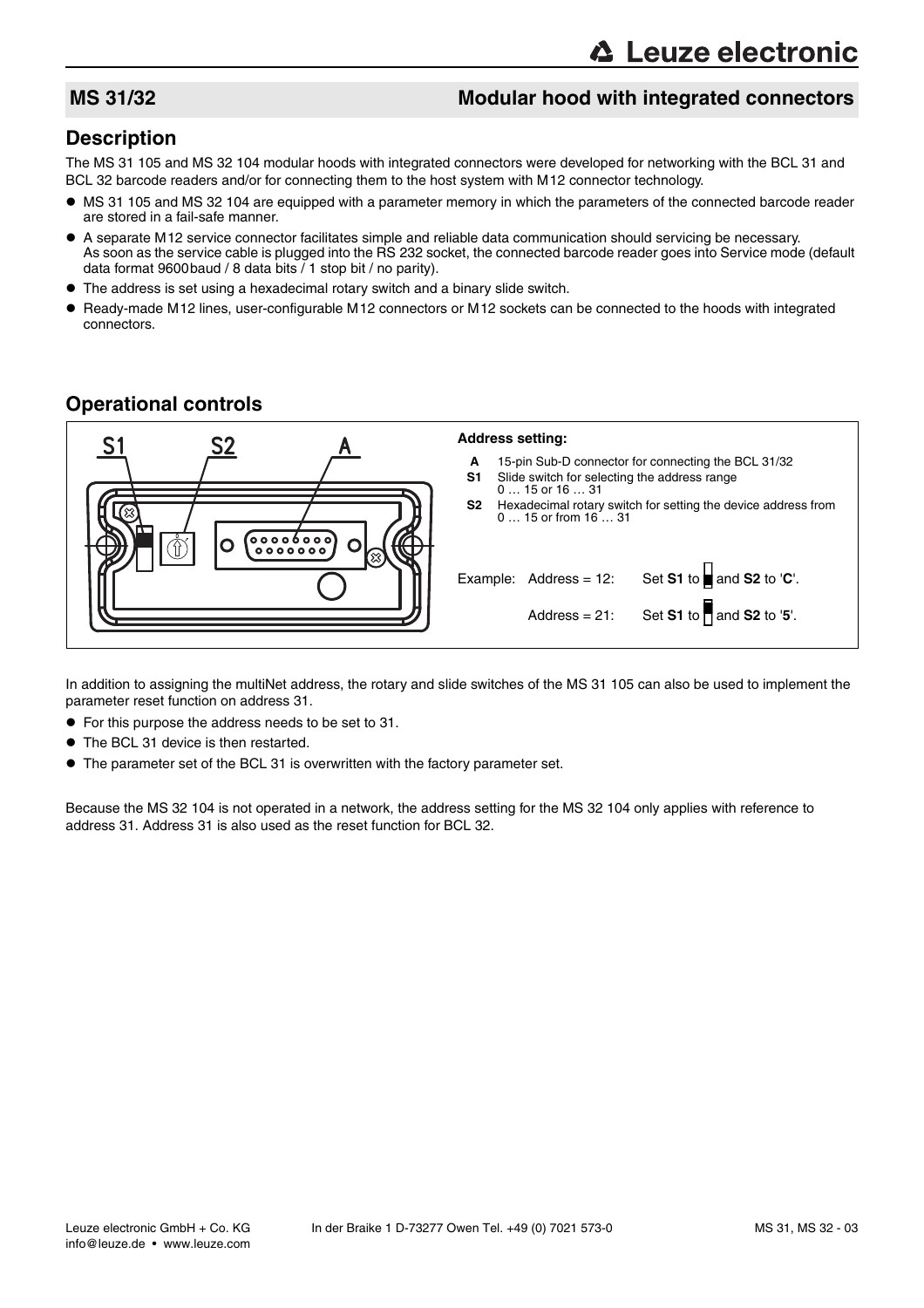## MS 31/32 — Modular hood with integrated connectors

## Description

The MS 31 105 and MS 32 104 modular hoods with integrated connectors were developed for networking with the BCL 31 and BCL 32 barcode readers and/or for connecting them to the host system with M12 connector technology.

- MS 31 105 and MS 32 104 are equipped with a parameter memory in which the parameters of the connected barcode reader are stored in a fail-safe manner.
- A separate M12 service connector facilitates simple and reliable data communication should servicing be necessary. As soon as the service cable is plugged into the RS 232 socket, the connected barcode reader goes into Service mode (default data format 9600baud / 8 data bits / 1 stop bit / no parity).
- The address is set using a hexadecimal rotary switch and a binary slide switch.
- Ready-made M12 lines, user-configurable M12 connectors or M12 sockets can be connected to the hoods with integrated connectors.

## Operational controls

S1 S2 A

**Address setting:**

- **A** 15-pin Sub-D connector for connecting the BCL 31/32
- **S1** Slide switch for selecting the address range 0 … 15 or 16 … 31
- **S2** Hexadecimal rotary switch for setting the device address from 0 … 15 or from 16 … 31

Example: Address = 12: Set **S1** to ▄ and **S2** to '**C**'.

Address = 21: Set **S1** to ▀ and **S2** to '**5**'.

In addition to assigning the multiNet address, the rotary and slide switches of the MS 31 105 can also be used to implement the parameter reset function on address 31.

- For this purpose the address needs to be set to 31.
- The BCL 31 device is then restarted.
- The parameter set of the BCL 31 is overwritten with the factory parameter set.

Because the MS 32 104 is not operated in a network, the address setting for the MS 32 104 only applies with reference to address 31. Address 31 is also used as the reset function for BCL 32.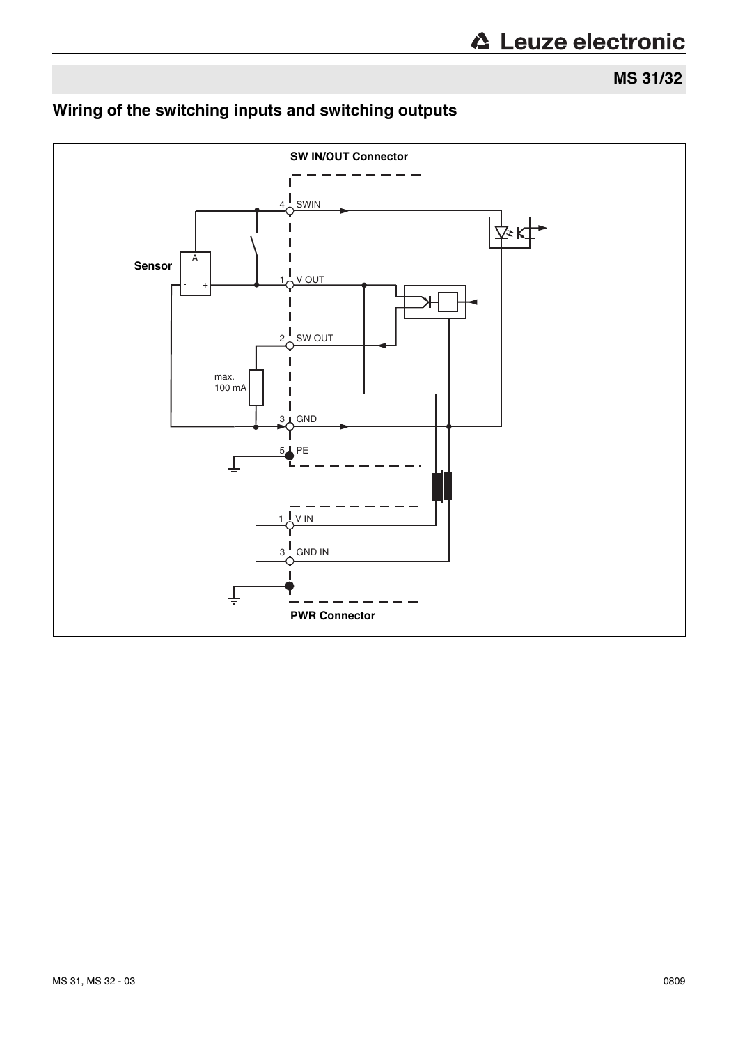## Wiring of the switching inputs and switching outputs

SW IN/OUT Connector

4 SWIN

Sensor

A

\- +

1 V OUT

2 SW OUT

max.
100 mA

3 GND

5 PE

1 V IN

3 GND IN

PWR Connector